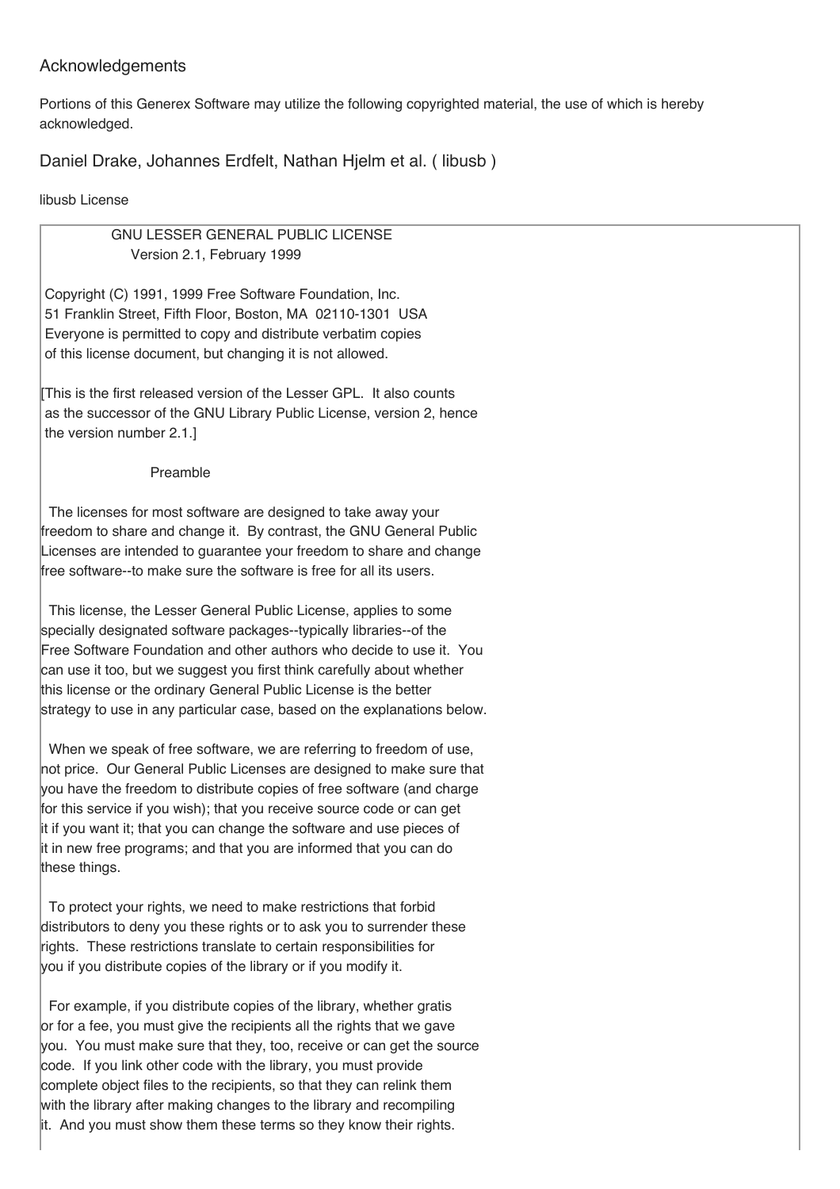## Acknowledgements

Portions of this Generex Software may utilize the following copyrighted material, the use of which is hereby acknowledged.

### Daniel Drake, Johannes Erdfelt, Nathan Hjelm et al. ( libusb )

libusb License

```
            GNU LESSER GENERAL PUBLIC LICENSE
                Version 2.1, February 1999

 Copyright (C) 1991, 1999 Free Software Foundation, Inc.
 51 Franklin Street, Fifth Floor, Boston, MA  02110-1301  USA
 Everyone is permitted to copy and distribute verbatim copies
 of this license document, but changing it is not allowed.

[This is the first released version of the Lesser GPL.  It also counts
 as the successor of the GNU Library Public License, version 2, hence
 the version number 2.1.]

                        Preamble

  The licenses for most software are designed to take away your
freedom to share and change it.  By contrast, the GNU General Public
Licenses are intended to guarantee your freedom to share and change
free software--to make sure the software is free for all its users.

  This license, the Lesser General Public License, applies to some
specially designated software packages--typically libraries--of the
Free Software Foundation and other authors who decide to use it.  You
can use it too, but we suggest you first think carefully about whether
this license or the ordinary General Public License is the better
strategy to use in any particular case, based on the explanations below.

  When we speak of free software, we are referring to freedom of use,
not price.  Our General Public Licenses are designed to make sure that
you have the freedom to distribute copies of free software (and charge
for this service if you wish); that you receive source code or can get
it if you want it; that you can change the software and use pieces of
it in new free programs; and that you are informed that you can do
these things.

  To protect your rights, we need to make restrictions that forbid
distributors to deny you these rights or to ask you to surrender these
rights.  These restrictions translate to certain responsibilities for
you if you distribute copies of the library or if you modify it.

  For example, if you distribute copies of the library, whether gratis
or for a fee, you must give the recipients all the rights that we gave
you.  You must make sure that they, too, receive or can get the source
code.  If you link other code with the library, you must provide
complete object files to the recipients, so that they can relink them
with the library after making changes to the library and recompiling
it.  And you must show them these terms so they know their rights.
```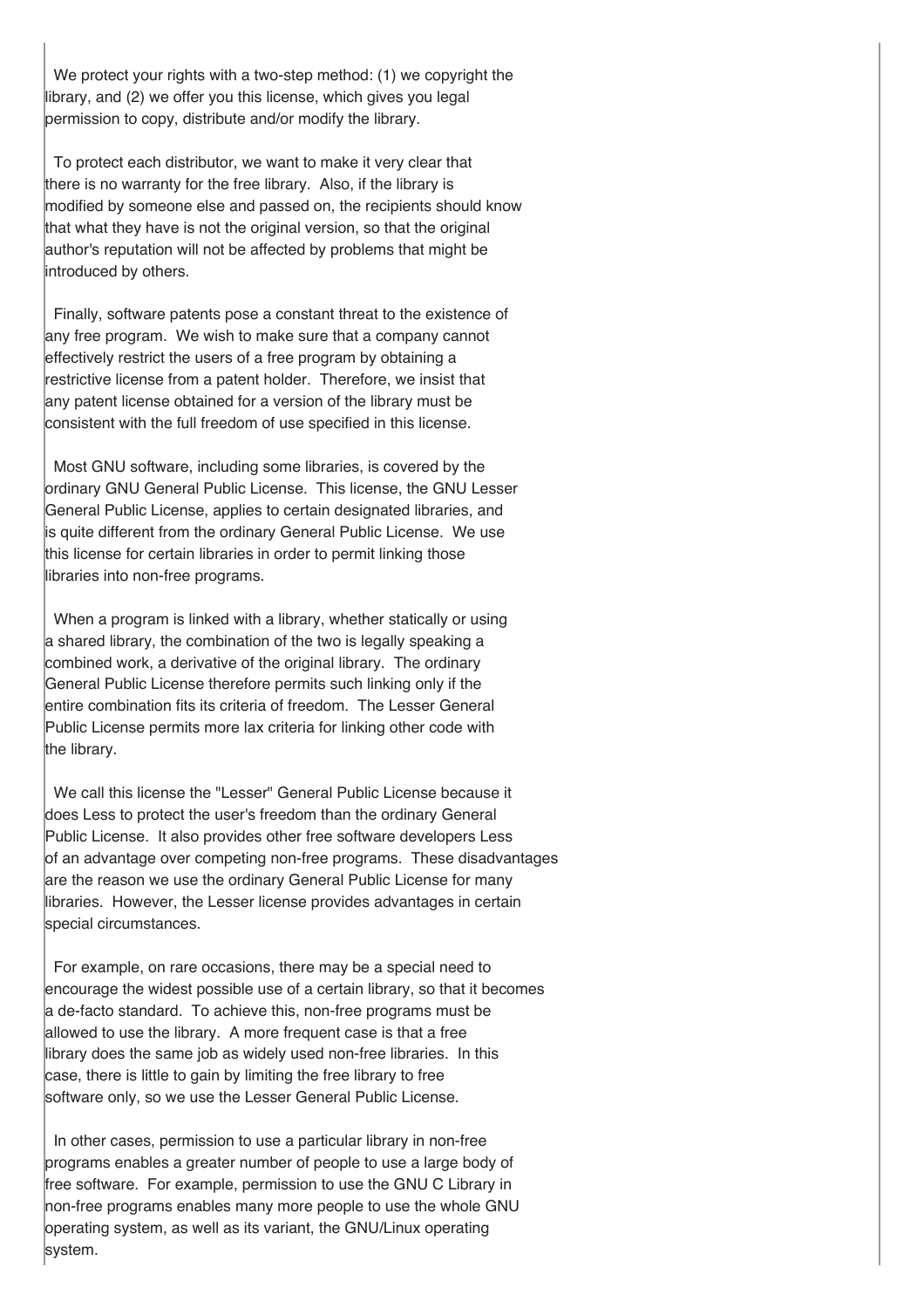We protect your rights with a two-step method: (1) we copyright the library, and (2) we offer you this license, which gives you legal permission to copy, distribute and/or modify the library.

To protect each distributor, we want to make it very clear that there is no warranty for the free library. Also, if the library is modified by someone else and passed on, the recipients should know that what they have is not the original version, so that the original author's reputation will not be affected by problems that might be introduced by others.

Finally, software patents pose a constant threat to the existence of any free program. We wish to make sure that a company cannot effectively restrict the users of a free program by obtaining a restrictive license from a patent holder. Therefore, we insist that any patent license obtained for a version of the library must be consistent with the full freedom of use specified in this license.

Most GNU software, including some libraries, is covered by the ordinary GNU General Public License. This license, the GNU Lesser General Public License, applies to certain designated libraries, and is quite different from the ordinary General Public License. We use this license for certain libraries in order to permit linking those libraries into non-free programs.

When a program is linked with a library, whether statically or using a shared library, the combination of the two is legally speaking a combined work, a derivative of the original library. The ordinary General Public License therefore permits such linking only if the entire combination fits its criteria of freedom. The Lesser General Public License permits more lax criteria for linking other code with the library.

We call this license the "Lesser" General Public License because it does Less to protect the user's freedom than the ordinary General Public License. It also provides other free software developers Less of an advantage over competing non-free programs. These disadvantages are the reason we use the ordinary General Public License for many libraries. However, the Lesser license provides advantages in certain special circumstances.

For example, on rare occasions, there may be a special need to encourage the widest possible use of a certain library, so that it becomes a de-facto standard. To achieve this, non-free programs must be allowed to use the library. A more frequent case is that a free library does the same job as widely used non-free libraries. In this case, there is little to gain by limiting the free library to free software only, so we use the Lesser General Public License.

In other cases, permission to use a particular library in non-free programs enables a greater number of people to use a large body of free software. For example, permission to use the GNU C Library in non-free programs enables many more people to use the whole GNU operating system, as well as its variant, the GNU/Linux operating system.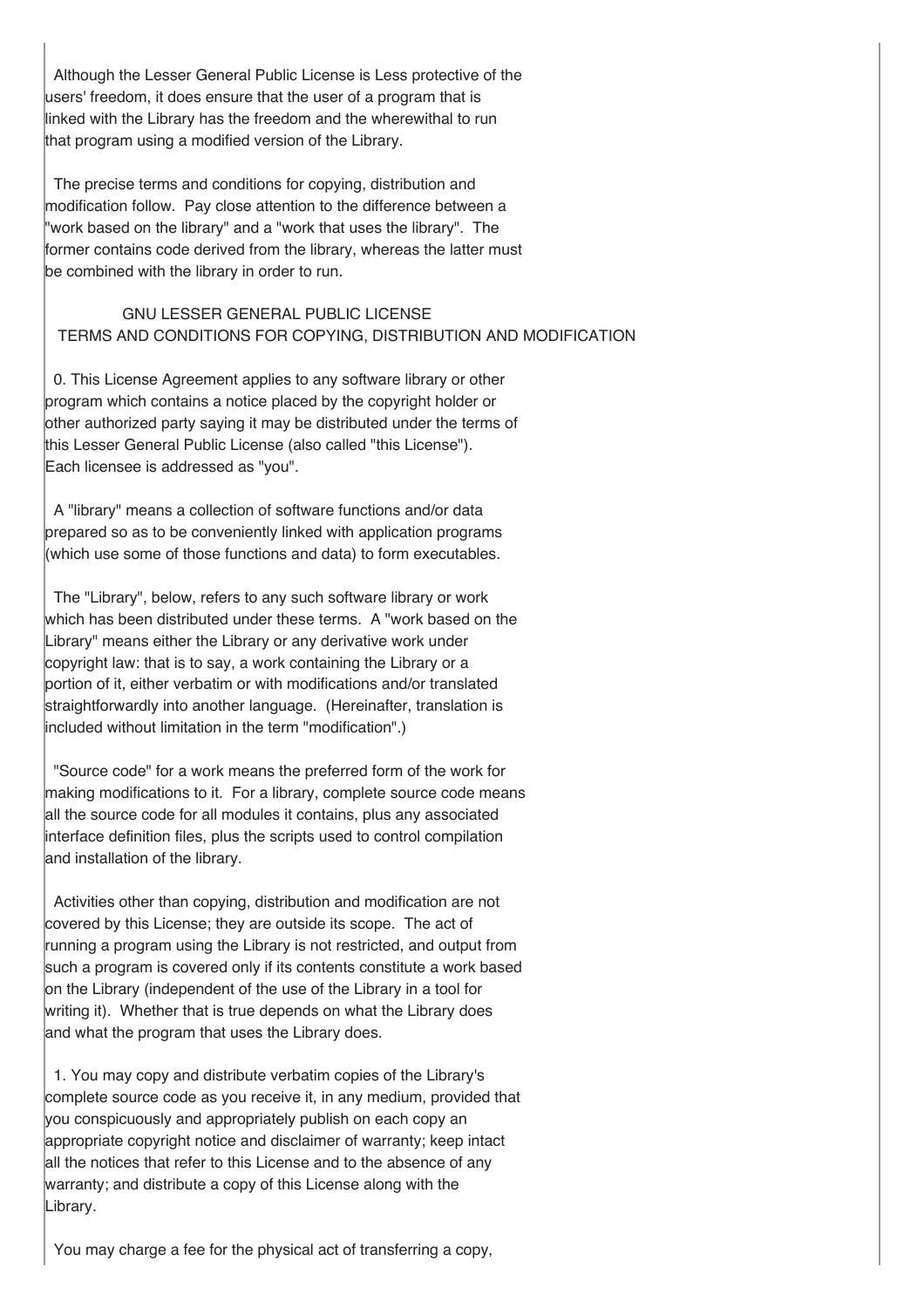Although the Lesser General Public License is Less protective of the users' freedom, it does ensure that the user of a program that is linked with the Library has the freedom and the wherewithal to run that program using a modified version of the Library.

The precise terms and conditions for copying, distribution and modification follow. Pay close attention to the difference between a "work based on the library" and a "work that uses the library". The former contains code derived from the library, whereas the latter must be combined with the library in order to run.

## GNU LESSER GENERAL PUBLIC LICENSE
## TERMS AND CONDITIONS FOR COPYING, DISTRIBUTION AND MODIFICATION

0. This License Agreement applies to any software library or other program which contains a notice placed by the copyright holder or other authorized party saying it may be distributed under the terms of this Lesser General Public License (also called "this License"). Each licensee is addressed as "you".

A "library" means a collection of software functions and/or data prepared so as to be conveniently linked with application programs (which use some of those functions and data) to form executables.

The "Library", below, refers to any such software library or work which has been distributed under these terms. A "work based on the Library" means either the Library or any derivative work under copyright law: that is to say, a work containing the Library or a portion of it, either verbatim or with modifications and/or translated straightforwardly into another language. (Hereinafter, translation is included without limitation in the term "modification".)

"Source code" for a work means the preferred form of the work for making modifications to it. For a library, complete source code means all the source code for all modules it contains, plus any associated interface definition files, plus the scripts used to control compilation and installation of the library.

Activities other than copying, distribution and modification are not covered by this License; they are outside its scope. The act of running a program using the Library is not restricted, and output from such a program is covered only if its contents constitute a work based on the Library (independent of the use of the Library in a tool for writing it). Whether that is true depends on what the Library does and what the program that uses the Library does.

1. You may copy and distribute verbatim copies of the Library's complete source code as you receive it, in any medium, provided that you conspicuously and appropriately publish on each copy an appropriate copyright notice and disclaimer of warranty; keep intact all the notices that refer to this License and to the absence of any warranty; and distribute a copy of this License along with the Library.

You may charge a fee for the physical act of transferring a copy,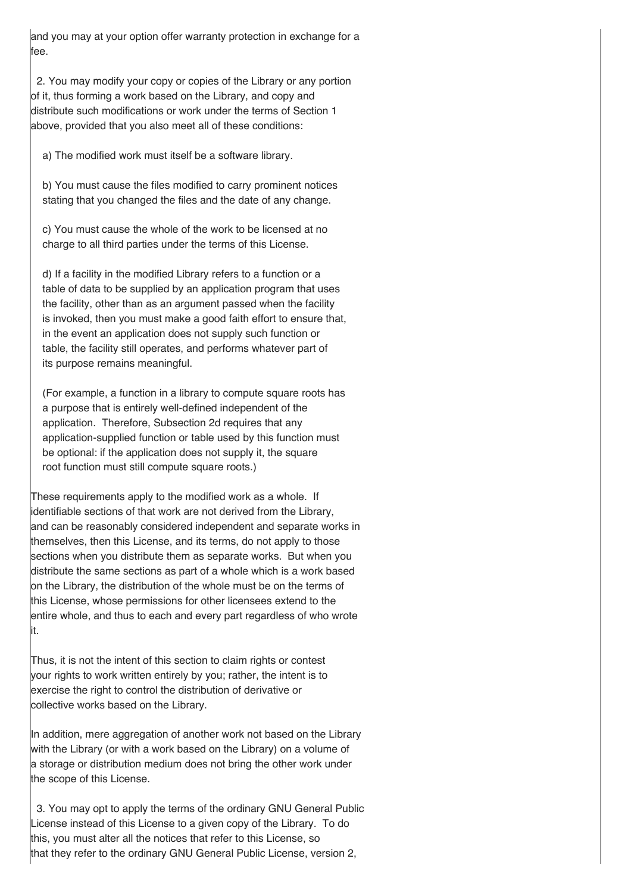and you may at your option offer warranty protection in exchange for a fee.

2. You may modify your copy or copies of the Library or any portion of it, thus forming a work based on the Library, and copy and distribute such modifications or work under the terms of Section 1 above, provided that you also meet all of these conditions:

a) The modified work must itself be a software library.

b) You must cause the files modified to carry prominent notices stating that you changed the files and the date of any change.

c) You must cause the whole of the work to be licensed at no charge to all third parties under the terms of this License.

d) If a facility in the modified Library refers to a function or a table of data to be supplied by an application program that uses the facility, other than as an argument passed when the facility is invoked, then you must make a good faith effort to ensure that, in the event an application does not supply such function or table, the facility still operates, and performs whatever part of its purpose remains meaningful.

(For example, a function in a library to compute square roots has a purpose that is entirely well-defined independent of the application. Therefore, Subsection 2d requires that any application-supplied function or table used by this function must be optional: if the application does not supply it, the square root function must still compute square roots.)

These requirements apply to the modified work as a whole. If identifiable sections of that work are not derived from the Library, and can be reasonably considered independent and separate works in themselves, then this License, and its terms, do not apply to those sections when you distribute them as separate works. But when you distribute the same sections as part of a whole which is a work based on the Library, the distribution of the whole must be on the terms of this License, whose permissions for other licensees extend to the entire whole, and thus to each and every part regardless of who wrote it.

Thus, it is not the intent of this section to claim rights or contest your rights to work written entirely by you; rather, the intent is to exercise the right to control the distribution of derivative or collective works based on the Library.

In addition, mere aggregation of another work not based on the Library with the Library (or with a work based on the Library) on a volume of a storage or distribution medium does not bring the other work under the scope of this License.

3. You may opt to apply the terms of the ordinary GNU General Public License instead of this License to a given copy of the Library. To do this, you must alter all the notices that refer to this License, so that they refer to the ordinary GNU General Public License, version 2,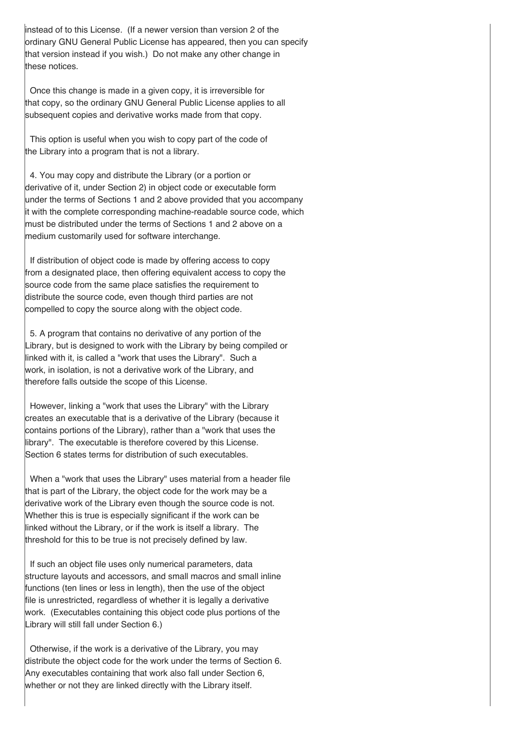instead of to this License. (If a newer version than version 2 of the ordinary GNU General Public License has appeared, then you can specify that version instead if you wish.) Do not make any other change in these notices.

Once this change is made in a given copy, it is irreversible for that copy, so the ordinary GNU General Public License applies to all subsequent copies and derivative works made from that copy.

This option is useful when you wish to copy part of the code of the Library into a program that is not a library.

4. You may copy and distribute the Library (or a portion or derivative of it, under Section 2) in object code or executable form under the terms of Sections 1 and 2 above provided that you accompany it with the complete corresponding machine-readable source code, which must be distributed under the terms of Sections 1 and 2 above on a medium customarily used for software interchange.

If distribution of object code is made by offering access to copy from a designated place, then offering equivalent access to copy the source code from the same place satisfies the requirement to distribute the source code, even though third parties are not compelled to copy the source along with the object code.

5. A program that contains no derivative of any portion of the Library, but is designed to work with the Library by being compiled or linked with it, is called a "work that uses the Library". Such a work, in isolation, is not a derivative work of the Library, and therefore falls outside the scope of this License.

However, linking a "work that uses the Library" with the Library creates an executable that is a derivative of the Library (because it contains portions of the Library), rather than a "work that uses the library". The executable is therefore covered by this License. Section 6 states terms for distribution of such executables.

When a "work that uses the Library" uses material from a header file that is part of the Library, the object code for the work may be a derivative work of the Library even though the source code is not. Whether this is true is especially significant if the work can be linked without the Library, or if the work is itself a library. The threshold for this to be true is not precisely defined by law.

If such an object file uses only numerical parameters, data structure layouts and accessors, and small macros and small inline functions (ten lines or less in length), then the use of the object file is unrestricted, regardless of whether it is legally a derivative work. (Executables containing this object code plus portions of the Library will still fall under Section 6.)

Otherwise, if the work is a derivative of the Library, you may distribute the object code for the work under the terms of Section 6. Any executables containing that work also fall under Section 6, whether or not they are linked directly with the Library itself.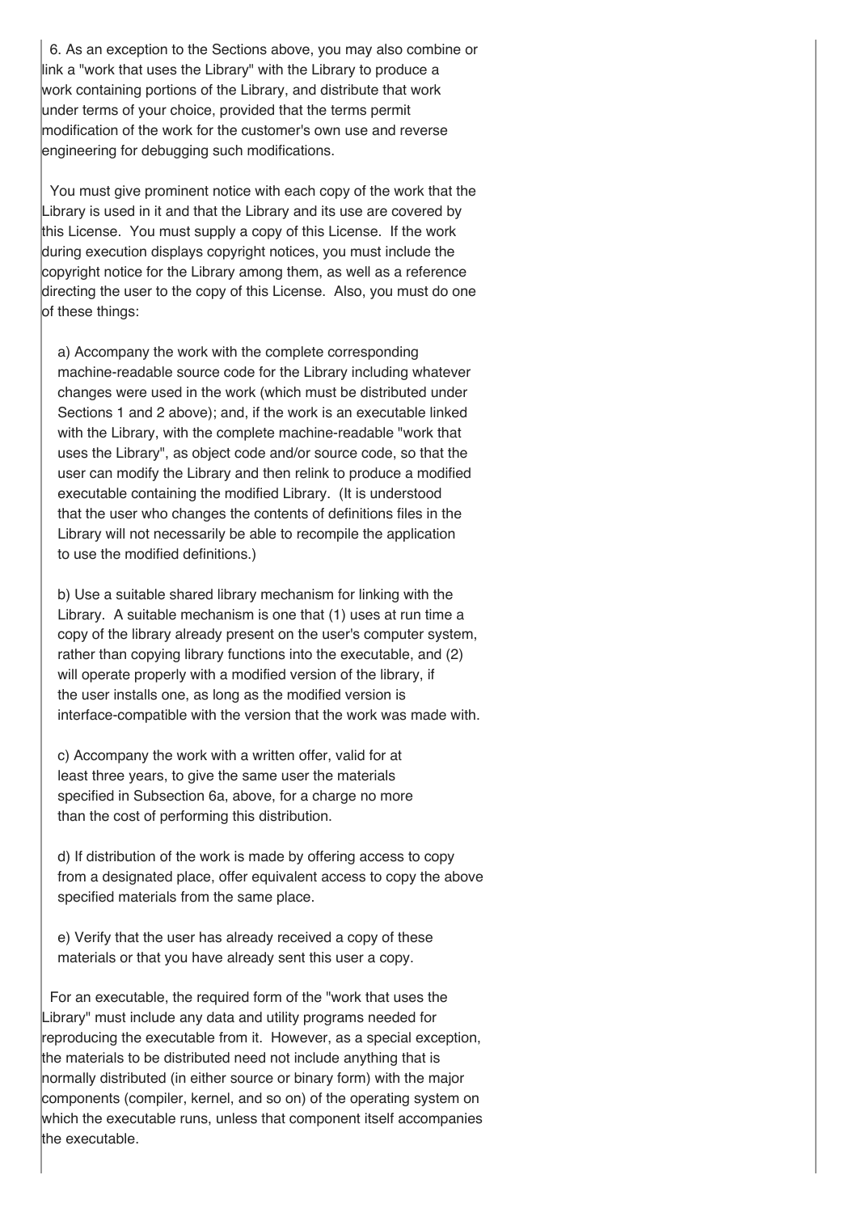6. As an exception to the Sections above, you may also combine or link a "work that uses the Library" with the Library to produce a work containing portions of the Library, and distribute that work under terms of your choice, provided that the terms permit modification of the work for the customer's own use and reverse engineering for debugging such modifications.

You must give prominent notice with each copy of the work that the Library is used in it and that the Library and its use are covered by this License. You must supply a copy of this License. If the work during execution displays copyright notices, you must include the copyright notice for the Library among them, as well as a reference directing the user to the copy of this License. Also, you must do one of these things:

a) Accompany the work with the complete corresponding machine-readable source code for the Library including whatever changes were used in the work (which must be distributed under Sections 1 and 2 above); and, if the work is an executable linked with the Library, with the complete machine-readable "work that uses the Library", as object code and/or source code, so that the user can modify the Library and then relink to produce a modified executable containing the modified Library. (It is understood that the user who changes the contents of definitions files in the Library will not necessarily be able to recompile the application to use the modified definitions.)

b) Use a suitable shared library mechanism for linking with the Library. A suitable mechanism is one that (1) uses at run time a copy of the library already present on the user's computer system, rather than copying library functions into the executable, and (2) will operate properly with a modified version of the library, if the user installs one, as long as the modified version is interface-compatible with the version that the work was made with.

c) Accompany the work with a written offer, valid for at least three years, to give the same user the materials specified in Subsection 6a, above, for a charge no more than the cost of performing this distribution.

d) If distribution of the work is made by offering access to copy from a designated place, offer equivalent access to copy the above specified materials from the same place.

e) Verify that the user has already received a copy of these materials or that you have already sent this user a copy.

For an executable, the required form of the "work that uses the Library" must include any data and utility programs needed for reproducing the executable from it. However, as a special exception, the materials to be distributed need not include anything that is normally distributed (in either source or binary form) with the major components (compiler, kernel, and so on) of the operating system on which the executable runs, unless that component itself accompanies the executable.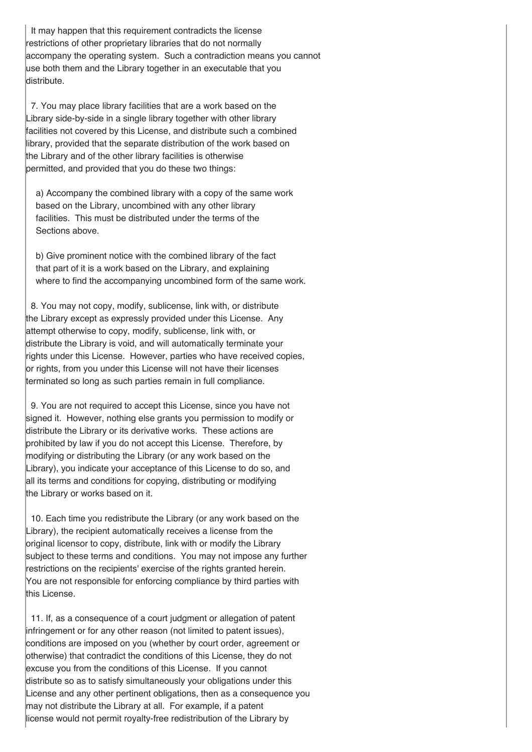It may happen that this requirement contradicts the license restrictions of other proprietary libraries that do not normally accompany the operating system. Such a contradiction means you cannot use both them and the Library together in an executable that you distribute.

7. You may place library facilities that are a work based on the Library side-by-side in a single library together with other library facilities not covered by this License, and distribute such a combined library, provided that the separate distribution of the work based on the Library and of the other library facilities is otherwise permitted, and provided that you do these two things:

a) Accompany the combined library with a copy of the same work based on the Library, uncombined with any other library facilities. This must be distributed under the terms of the Sections above.

b) Give prominent notice with the combined library of the fact that part of it is a work based on the Library, and explaining where to find the accompanying uncombined form of the same work.

8. You may not copy, modify, sublicense, link with, or distribute the Library except as expressly provided under this License. Any attempt otherwise to copy, modify, sublicense, link with, or distribute the Library is void, and will automatically terminate your rights under this License. However, parties who have received copies, or rights, from you under this License will not have their licenses terminated so long as such parties remain in full compliance.

9. You are not required to accept this License, since you have not signed it. However, nothing else grants you permission to modify or distribute the Library or its derivative works. These actions are prohibited by law if you do not accept this License. Therefore, by modifying or distributing the Library (or any work based on the Library), you indicate your acceptance of this License to do so, and all its terms and conditions for copying, distributing or modifying the Library or works based on it.

10. Each time you redistribute the Library (or any work based on the Library), the recipient automatically receives a license from the original licensor to copy, distribute, link with or modify the Library subject to these terms and conditions. You may not impose any further restrictions on the recipients' exercise of the rights granted herein. You are not responsible for enforcing compliance by third parties with this License.

11. If, as a consequence of a court judgment or allegation of patent infringement or for any other reason (not limited to patent issues), conditions are imposed on you (whether by court order, agreement or otherwise) that contradict the conditions of this License, they do not excuse you from the conditions of this License. If you cannot distribute so as to satisfy simultaneously your obligations under this License and any other pertinent obligations, then as a consequence you may not distribute the Library at all. For example, if a patent license would not permit royalty-free redistribution of the Library by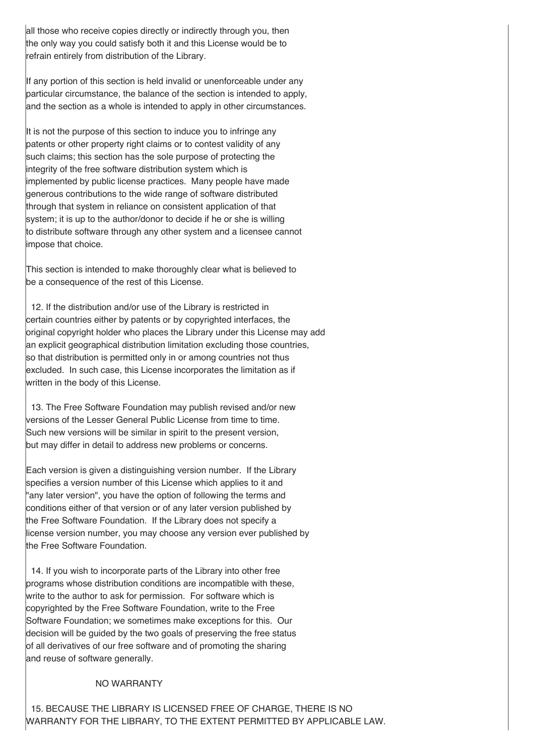all those who receive copies directly or indirectly through you, then the only way you could satisfy both it and this License would be to refrain entirely from distribution of the Library.

If any portion of this section is held invalid or unenforceable under any particular circumstance, the balance of the section is intended to apply, and the section as a whole is intended to apply in other circumstances.

It is not the purpose of this section to induce you to infringe any patents or other property right claims or to contest validity of any such claims; this section has the sole purpose of protecting the integrity of the free software distribution system which is implemented by public license practices. Many people have made generous contributions to the wide range of software distributed through that system in reliance on consistent application of that system; it is up to the author/donor to decide if he or she is willing to distribute software through any other system and a licensee cannot impose that choice.

This section is intended to make thoroughly clear what is believed to be a consequence of the rest of this License.

12. If the distribution and/or use of the Library is restricted in certain countries either by patents or by copyrighted interfaces, the original copyright holder who places the Library under this License may add an explicit geographical distribution limitation excluding those countries, so that distribution is permitted only in or among countries not thus excluded. In such case, this License incorporates the limitation as if written in the body of this License.

13. The Free Software Foundation may publish revised and/or new versions of the Lesser General Public License from time to time. Such new versions will be similar in spirit to the present version, but may differ in detail to address new problems or concerns.

Each version is given a distinguishing version number. If the Library specifies a version number of this License which applies to it and "any later version", you have the option of following the terms and conditions either of that version or of any later version published by the Free Software Foundation. If the Library does not specify a license version number, you may choose any version ever published by the Free Software Foundation.

14. If you wish to incorporate parts of the Library into other free programs whose distribution conditions are incompatible with these, write to the author to ask for permission. For software which is copyrighted by the Free Software Foundation, write to the Free Software Foundation; we sometimes make exceptions for this. Our decision will be guided by the two goals of preserving the free status of all derivatives of our free software and of promoting the sharing and reuse of software generally.

NO WARRANTY

15. BECAUSE THE LIBRARY IS LICENSED FREE OF CHARGE, THERE IS NO WARRANTY FOR THE LIBRARY, TO THE EXTENT PERMITTED BY APPLICABLE LAW.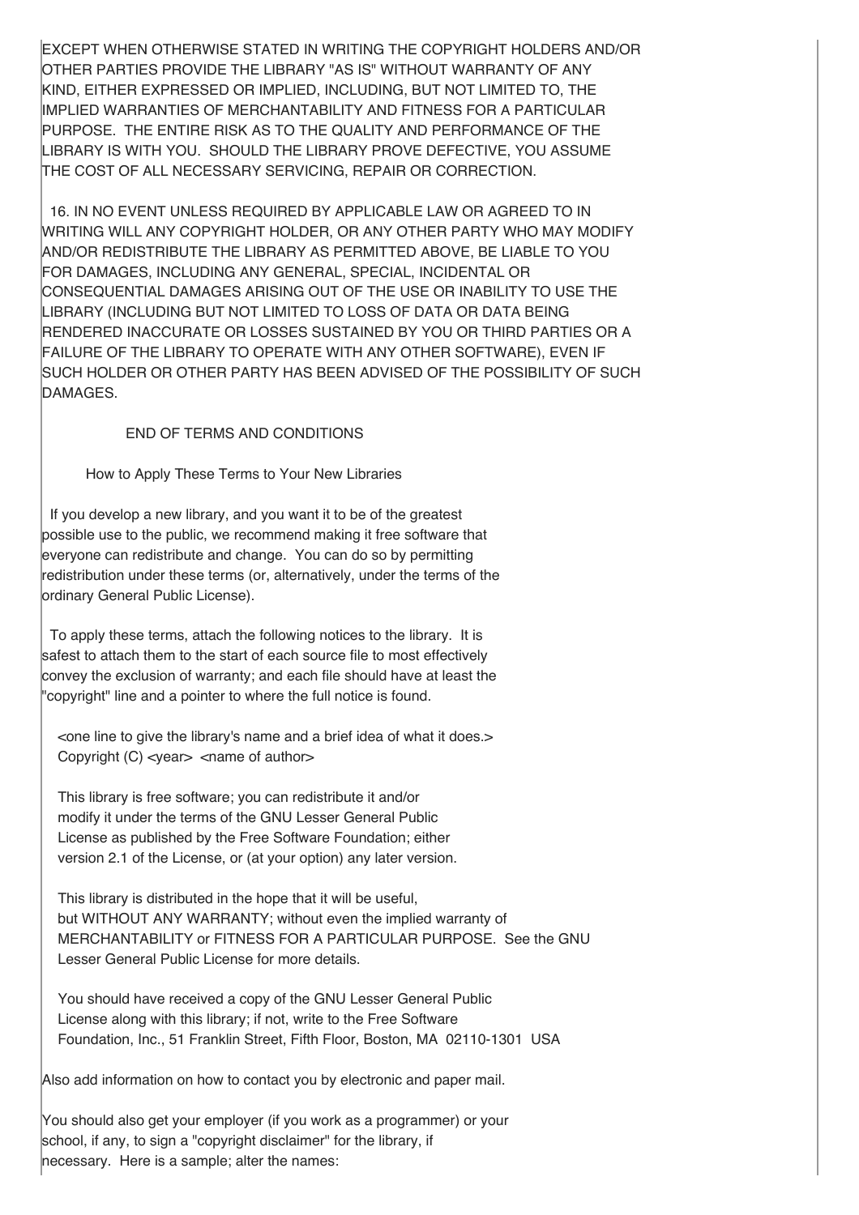EXCEPT WHEN OTHERWISE STATED IN WRITING THE COPYRIGHT HOLDERS AND/OR OTHER PARTIES PROVIDE THE LIBRARY "AS IS" WITHOUT WARRANTY OF ANY KIND, EITHER EXPRESSED OR IMPLIED, INCLUDING, BUT NOT LIMITED TO, THE IMPLIED WARRANTIES OF MERCHANTABILITY AND FITNESS FOR A PARTICULAR PURPOSE. THE ENTIRE RISK AS TO THE QUALITY AND PERFORMANCE OF THE LIBRARY IS WITH YOU. SHOULD THE LIBRARY PROVE DEFECTIVE, YOU ASSUME THE COST OF ALL NECESSARY SERVICING, REPAIR OR CORRECTION.

16. IN NO EVENT UNLESS REQUIRED BY APPLICABLE LAW OR AGREED TO IN WRITING WILL ANY COPYRIGHT HOLDER, OR ANY OTHER PARTY WHO MAY MODIFY AND/OR REDISTRIBUTE THE LIBRARY AS PERMITTED ABOVE, BE LIABLE TO YOU FOR DAMAGES, INCLUDING ANY GENERAL, SPECIAL, INCIDENTAL OR CONSEQUENTIAL DAMAGES ARISING OUT OF THE USE OR INABILITY TO USE THE LIBRARY (INCLUDING BUT NOT LIMITED TO LOSS OF DATA OR DATA BEING RENDERED INACCURATE OR LOSSES SUSTAINED BY YOU OR THIRD PARTIES OR A FAILURE OF THE LIBRARY TO OPERATE WITH ANY OTHER SOFTWARE), EVEN IF SUCH HOLDER OR OTHER PARTY HAS BEEN ADVISED OF THE POSSIBILITY OF SUCH DAMAGES.

END OF TERMS AND CONDITIONS

How to Apply These Terms to Your New Libraries

If you develop a new library, and you want it to be of the greatest possible use to the public, we recommend making it free software that everyone can redistribute and change. You can do so by permitting redistribution under these terms (or, alternatively, under the terms of the ordinary General Public License).

To apply these terms, attach the following notices to the library. It is safest to attach them to the start of each source file to most effectively convey the exclusion of warranty; and each file should have at least the "copyright" line and a pointer to where the full notice is found.

```
<one line to give the library's name and a brief idea of what it does.>
Copyright (C) <year>  <name of author>

This library is free software; you can redistribute it and/or
modify it under the terms of the GNU Lesser General Public
License as published by the Free Software Foundation; either
version 2.1 of the License, or (at your option) any later version.

This library is distributed in the hope that it will be useful,
but WITHOUT ANY WARRANTY; without even the implied warranty of
MERCHANTABILITY or FITNESS FOR A PARTICULAR PURPOSE.  See the GNU
Lesser General Public License for more details.

You should have received a copy of the GNU Lesser General Public
License along with this library; if not, write to the Free Software
Foundation, Inc., 51 Franklin Street, Fifth Floor, Boston, MA  02110-1301  USA
```

Also add information on how to contact you by electronic and paper mail.

You should also get your employer (if you work as a programmer) or your school, if any, to sign a "copyright disclaimer" for the library, if necessary. Here is a sample; alter the names: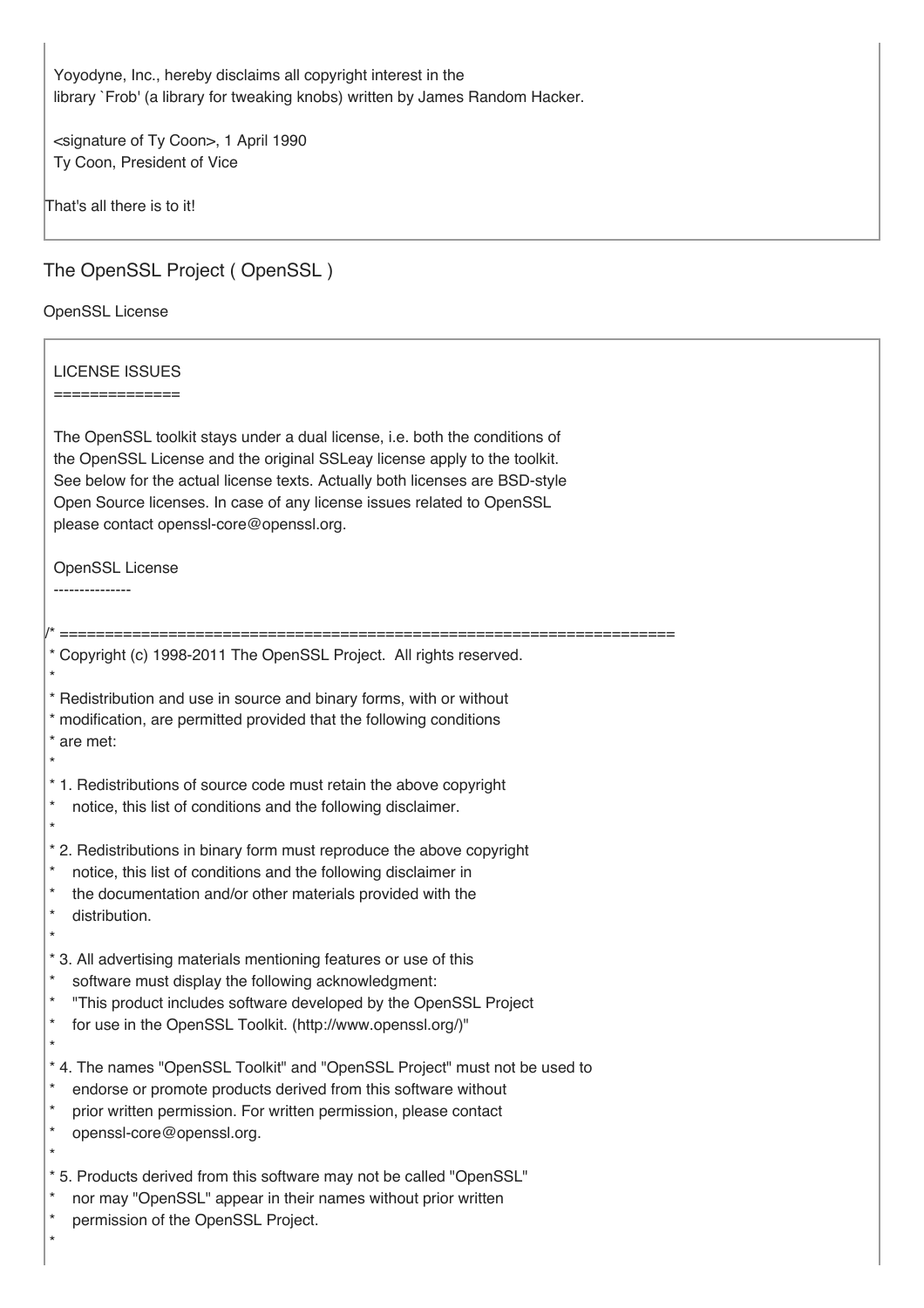```
Yoyodyne, Inc., hereby disclaims all copyright interest in the
library `Frob' (a library for tweaking knobs) written by James Random Hacker.

<signature of Ty Coon>, 1 April 1990
Ty Coon, President of Vice

That's all there is to it!
```

## The OpenSSL Project ( OpenSSL )

OpenSSL License

```
LICENSE ISSUES
==============

The OpenSSL toolkit stays under a dual license, i.e. both the conditions of
the OpenSSL License and the original SSLeay license apply to the toolkit.
See below for the actual license texts. Actually both licenses are BSD-style
Open Source licenses. In case of any license issues related to OpenSSL
please contact openssl-core@openssl.org.

OpenSSL License
---------------

/* ====================================================================
 * Copyright (c) 1998-2011 The OpenSSL Project.  All rights reserved.
 *
 * Redistribution and use in source and binary forms, with or without
 * modification, are permitted provided that the following conditions
 * are met:
 *
 * 1. Redistributions of source code must retain the above copyright
 *    notice, this list of conditions and the following disclaimer.
 *
 * 2. Redistributions in binary form must reproduce the above copyright
 *    notice, this list of conditions and the following disclaimer in
 *    the documentation and/or other materials provided with the
 *    distribution.
 *
 * 3. All advertising materials mentioning features or use of this
 *    software must display the following acknowledgment:
 *    "This product includes software developed by the OpenSSL Project
 *    for use in the OpenSSL Toolkit. (http://www.openssl.org/)"
 *
 * 4. The names "OpenSSL Toolkit" and "OpenSSL Project" must not be used to
 *    endorse or promote products derived from this software without
 *    prior written permission. For written permission, please contact
 *    openssl-core@openssl.org.
 *
 * 5. Products derived from this software may not be called "OpenSSL"
 *    nor may "OpenSSL" appear in their names without prior written
 *    permission of the OpenSSL Project.
 *
```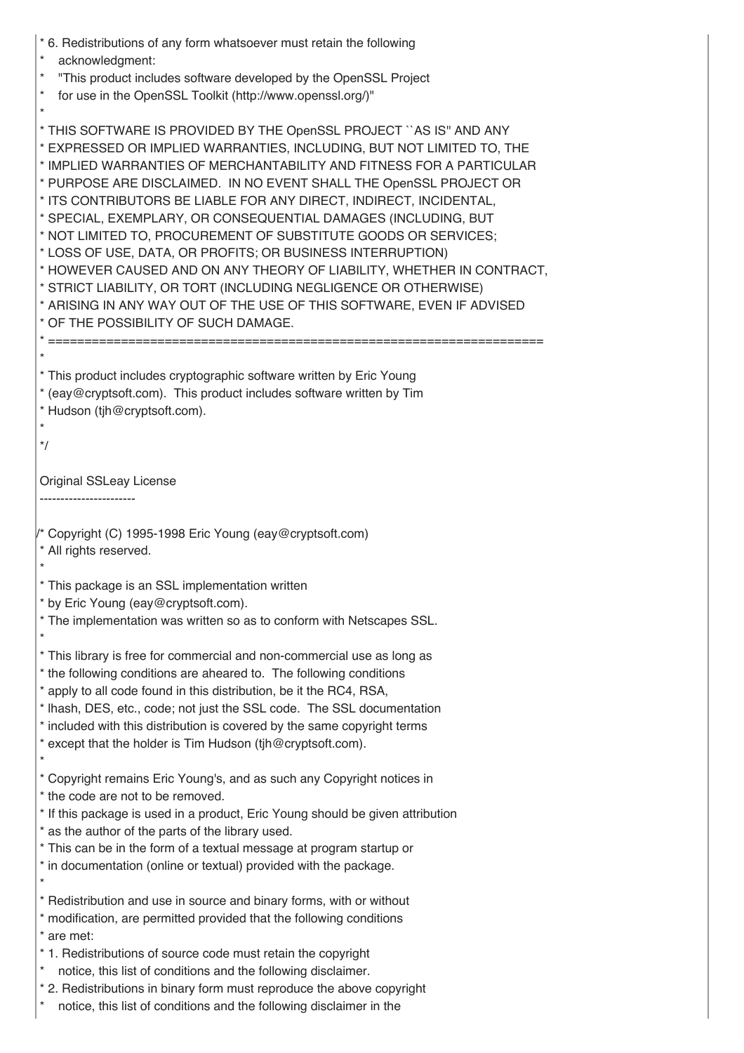```
* 6. Redistributions of any form whatsoever must retain the following
*    acknowledgment:
*    "This product includes software developed by the OpenSSL Project
*    for use in the OpenSSL Toolkit (http://www.openssl.org/)"
*
* THIS SOFTWARE IS PROVIDED BY THE OpenSSL PROJECT ``AS IS'' AND ANY
* EXPRESSED OR IMPLIED WARRANTIES, INCLUDING, BUT NOT LIMITED TO, THE
* IMPLIED WARRANTIES OF MERCHANTABILITY AND FITNESS FOR A PARTICULAR
* PURPOSE ARE DISCLAIMED.  IN NO EVENT SHALL THE OpenSSL PROJECT OR
* ITS CONTRIBUTORS BE LIABLE FOR ANY DIRECT, INDIRECT, INCIDENTAL,
* SPECIAL, EXEMPLARY, OR CONSEQUENTIAL DAMAGES (INCLUDING, BUT
* NOT LIMITED TO, PROCUREMENT OF SUBSTITUTE GOODS OR SERVICES;
* LOSS OF USE, DATA, OR PROFITS; OR BUSINESS INTERRUPTION)
* HOWEVER CAUSED AND ON ANY THEORY OF LIABILITY, WHETHER IN CONTRACT,
* STRICT LIABILITY, OR TORT (INCLUDING NEGLIGENCE OR OTHERWISE)
* ARISING IN ANY WAY OUT OF THE USE OF THIS SOFTWARE, EVEN IF ADVISED
* OF THE POSSIBILITY OF SUCH DAMAGE.
* ====================================================================
*
* This product includes cryptographic software written by Eric Young
* (eay@cryptsoft.com).  This product includes software written by Tim
* Hudson (tjh@cryptsoft.com).
*
*/
```

Original SSLeay License
-----------------------

```
/* Copyright (C) 1995-1998 Eric Young (eay@cryptsoft.com)
* All rights reserved.
*
* This package is an SSL implementation written
* by Eric Young (eay@cryptsoft.com).
* The implementation was written so as to conform with Netscapes SSL.
*
* This library is free for commercial and non-commercial use as long as
* the following conditions are aheared to.  The following conditions
* apply to all code found in this distribution, be it the RC4, RSA,
* lhash, DES, etc., code; not just the SSL code.  The SSL documentation
* included with this distribution is covered by the same copyright terms
* except that the holder is Tim Hudson (tjh@cryptsoft.com).
*
* Copyright remains Eric Young's, and as such any Copyright notices in
* the code are not to be removed.
* If this package is used in a product, Eric Young should be given attribution
* as the author of the parts of the library used.
* This can be in the form of a textual message at program startup or
* in documentation (online or textual) provided with the package.
*
* Redistribution and use in source and binary forms, with or without
* modification, are permitted provided that the following conditions
* are met:
* 1. Redistributions of source code must retain the copyright
*    notice, this list of conditions and the following disclaimer.
* 2. Redistributions in binary form must reproduce the above copyright
*    notice, this list of conditions and the following disclaimer in the
```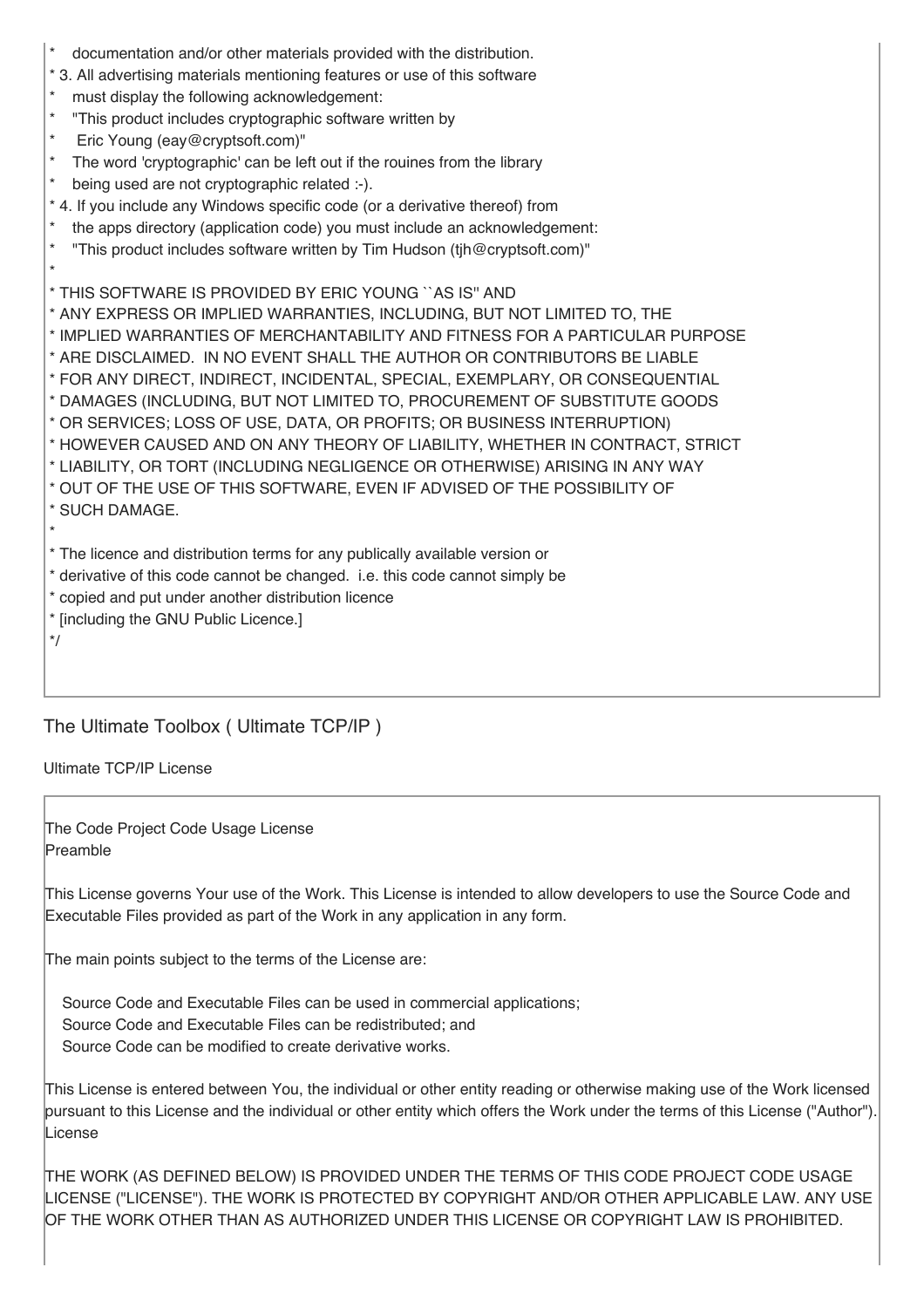```
*    documentation and/or other materials provided with the distribution.
* 3. All advertising materials mentioning features or use of this software
*    must display the following acknowledgement:
*    "This product includes cryptographic software written by
*     Eric Young (eay@cryptsoft.com)"
*    The word 'cryptographic' can be left out if the rouines from the library
*    being used are not cryptographic related :-).
* 4. If you include any Windows specific code (or a derivative thereof) from
*    the apps directory (application code) you must include an acknowledgement:
*    "This product includes software written by Tim Hudson (tjh@cryptsoft.com)"
*
* THIS SOFTWARE IS PROVIDED BY ERIC YOUNG ``AS IS'' AND
* ANY EXPRESS OR IMPLIED WARRANTIES, INCLUDING, BUT NOT LIMITED TO, THE
* IMPLIED WARRANTIES OF MERCHANTABILITY AND FITNESS FOR A PARTICULAR PURPOSE
* ARE DISCLAIMED.  IN NO EVENT SHALL THE AUTHOR OR CONTRIBUTORS BE LIABLE
* FOR ANY DIRECT, INDIRECT, INCIDENTAL, SPECIAL, EXEMPLARY, OR CONSEQUENTIAL
* DAMAGES (INCLUDING, BUT NOT LIMITED TO, PROCUREMENT OF SUBSTITUTE GOODS
* OR SERVICES; LOSS OF USE, DATA, OR PROFITS; OR BUSINESS INTERRUPTION)
* HOWEVER CAUSED AND ON ANY THEORY OF LIABILITY, WHETHER IN CONTRACT, STRICT
* LIABILITY, OR TORT (INCLUDING NEGLIGENCE OR OTHERWISE) ARISING IN ANY WAY
* OUT OF THE USE OF THIS SOFTWARE, EVEN IF ADVISED OF THE POSSIBILITY OF
* SUCH DAMAGE.
*
* The licence and distribution terms for any publically available version or
* derivative of this code cannot be changed.  i.e. this code cannot simply be
* copied and put under another distribution licence
* [including the GNU Public Licence.]
*/
```

## The Ultimate Toolbox ( Ultimate TCP/IP )

Ultimate TCP/IP License

The Code Project Code Usage License
Preamble

This License governs Your use of the Work. This License is intended to allow developers to use the Source Code and Executable Files provided as part of the Work in any application in any form.

The main points subject to the terms of the License are:

Source Code and Executable Files can be used in commercial applications;
Source Code and Executable Files can be redistributed; and
Source Code can be modified to create derivative works.

This License is entered between You, the individual or other entity reading or otherwise making use of the Work licensed pursuant to this License and the individual or other entity which offers the Work under the terms of this License ("Author").
License

THE WORK (AS DEFINED BELOW) IS PROVIDED UNDER THE TERMS OF THIS CODE PROJECT CODE USAGE LICENSE ("LICENSE"). THE WORK IS PROTECTED BY COPYRIGHT AND/OR OTHER APPLICABLE LAW. ANY USE OF THE WORK OTHER THAN AS AUTHORIZED UNDER THIS LICENSE OR COPYRIGHT LAW IS PROHIBITED.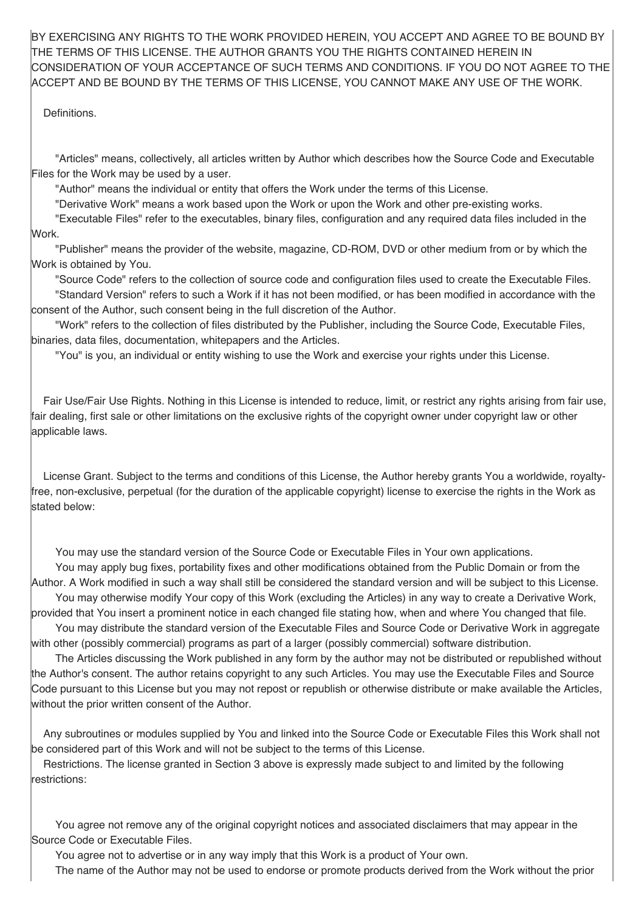BY EXERCISING ANY RIGHTS TO THE WORK PROVIDED HEREIN, YOU ACCEPT AND AGREE TO BE BOUND BY THE TERMS OF THIS LICENSE. THE AUTHOR GRANTS YOU THE RIGHTS CONTAINED HEREIN IN CONSIDERATION OF YOUR ACCEPTANCE OF SUCH TERMS AND CONDITIONS. IF YOU DO NOT AGREE TO THE ACCEPT AND BE BOUND BY THE TERMS OF THIS LICENSE, YOU CANNOT MAKE ANY USE OF THE WORK.

Definitions.

- "Articles" means, collectively, all articles written by Author which describes how the Source Code and Executable Files for the Work may be used by a user.
- "Author" means the individual or entity that offers the Work under the terms of this License.
- "Derivative Work" means a work based upon the Work or upon the Work and other pre-existing works.
- "Executable Files" refer to the executables, binary files, configuration and any required data files included in the Work.
- "Publisher" means the provider of the website, magazine, CD-ROM, DVD or other medium from or by which the Work is obtained by You.
- "Source Code" refers to the collection of source code and configuration files used to create the Executable Files.
- "Standard Version" refers to such a Work if it has not been modified, or has been modified in accordance with the consent of the Author, such consent being in the full discretion of the Author.
- "Work" refers to the collection of files distributed by the Publisher, including the Source Code, Executable Files, binaries, data files, documentation, whitepapers and the Articles.
- "You" is you, an individual or entity wishing to use the Work and exercise your rights under this License.

Fair Use/Fair Use Rights. Nothing in this License is intended to reduce, limit, or restrict any rights arising from fair use, fair dealing, first sale or other limitations on the exclusive rights of the copyright owner under copyright law or other applicable laws.

License Grant. Subject to the terms and conditions of this License, the Author hereby grants You a worldwide, royalty-free, non-exclusive, perpetual (for the duration of the applicable copyright) license to exercise the rights in the Work as stated below:

- You may use the standard version of the Source Code or Executable Files in Your own applications.
- You may apply bug fixes, portability fixes and other modifications obtained from the Public Domain or from the Author. A Work modified in such a way shall still be considered the standard version and will be subject to this License.
- You may otherwise modify Your copy of this Work (excluding the Articles) in any way to create a Derivative Work, provided that You insert a prominent notice in each changed file stating how, when and where You changed that file.
- You may distribute the standard version of the Executable Files and Source Code or Derivative Work in aggregate with other (possibly commercial) programs as part of a larger (possibly commercial) software distribution.
- The Articles discussing the Work published in any form by the author may not be distributed or republished without the Author's consent. The author retains copyright to any such Articles. You may use the Executable Files and Source Code pursuant to this License but you may not repost or republish or otherwise distribute or make available the Articles, without the prior written consent of the Author.

Any subroutines or modules supplied by You and linked into the Source Code or Executable Files this Work shall not be considered part of this Work and will not be subject to the terms of this License.

Restrictions. The license granted in Section 3 above is expressly made subject to and limited by the following restrictions:

- You agree not remove any of the original copyright notices and associated disclaimers that may appear in the Source Code or Executable Files.
- You agree not to advertise or in any way imply that this Work is a product of Your own.
- The name of the Author may not be used to endorse or promote products derived from the Work without the prior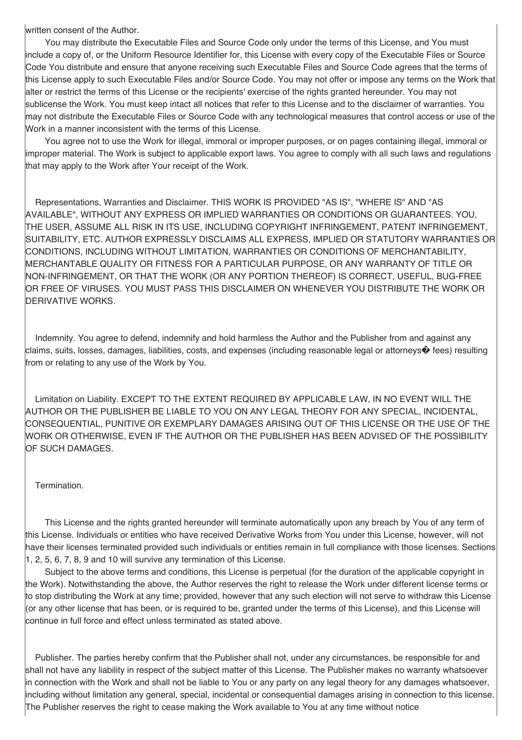written consent of the Author.

You may distribute the Executable Files and Source Code only under the terms of this License, and You must include a copy of, or the Uniform Resource Identifier for, this License with every copy of the Executable Files or Source Code You distribute and ensure that anyone receiving such Executable Files and Source Code agrees that the terms of this License apply to such Executable Files and/or Source Code. You may not offer or impose any terms on the Work that alter or restrict the terms of this License or the recipients' exercise of the rights granted hereunder. You may not sublicense the Work. You must keep intact all notices that refer to this License and to the disclaimer of warranties. You may not distribute the Executable Files or Source Code with any technological measures that control access or use of the Work in a manner inconsistent with the terms of this License.

You agree not to use the Work for illegal, immoral or improper purposes, or on pages containing illegal, immoral or improper material. The Work is subject to applicable export laws. You agree to comply with all such laws and regulations that may apply to the Work after Your receipt of the Work.

Representations, Warranties and Disclaimer. THIS WORK IS PROVIDED "AS IS", "WHERE IS" AND "AS AVAILABLE", WITHOUT ANY EXPRESS OR IMPLIED WARRANTIES OR CONDITIONS OR GUARANTEES. YOU, THE USER, ASSUME ALL RISK IN ITS USE, INCLUDING COPYRIGHT INFRINGEMENT, PATENT INFRINGEMENT, SUITABILITY, ETC. AUTHOR EXPRESSLY DISCLAIMS ALL EXPRESS, IMPLIED OR STATUTORY WARRANTIES OR CONDITIONS, INCLUDING WITHOUT LIMITATION, WARRANTIES OR CONDITIONS OF MERCHANTABILITY, MERCHANTABLE QUALITY OR FITNESS FOR A PARTICULAR PURPOSE, OR ANY WARRANTY OF TITLE OR NON-INFRINGEMENT, OR THAT THE WORK (OR ANY PORTION THEREOF) IS CORRECT, USEFUL, BUG-FREE OR FREE OF VIRUSES. YOU MUST PASS THIS DISCLAIMER ON WHENEVER YOU DISTRIBUTE THE WORK OR DERIVATIVE WORKS.

Indemnity. You agree to defend, indemnify and hold harmless the Author and the Publisher from and against any claims, suits, losses, damages, liabilities, costs, and expenses (including reasonable legal or attorneys� fees) resulting from or relating to any use of the Work by You.

Limitation on Liability. EXCEPT TO THE EXTENT REQUIRED BY APPLICABLE LAW, IN NO EVENT WILL THE AUTHOR OR THE PUBLISHER BE LIABLE TO YOU ON ANY LEGAL THEORY FOR ANY SPECIAL, INCIDENTAL, CONSEQUENTIAL, PUNITIVE OR EXEMPLARY DAMAGES ARISING OUT OF THIS LICENSE OR THE USE OF THE WORK OR OTHERWISE, EVEN IF THE AUTHOR OR THE PUBLISHER HAS BEEN ADVISED OF THE POSSIBILITY OF SUCH DAMAGES.

Termination.

This License and the rights granted hereunder will terminate automatically upon any breach by You of any term of this License. Individuals or entities who have received Derivative Works from You under this License, however, will not have their licenses terminated provided such individuals or entities remain in full compliance with those licenses. Sections 1, 2, 5, 6, 7, 8, 9 and 10 will survive any termination of this License.

Subject to the above terms and conditions, this License is perpetual (for the duration of the applicable copyright in the Work). Notwithstanding the above, the Author reserves the right to release the Work under different license terms or to stop distributing the Work at any time; provided, however that any such election will not serve to withdraw this License (or any other license that has been, or is required to be, granted under the terms of this License), and this License will continue in full force and effect unless terminated as stated above.

Publisher. The parties hereby confirm that the Publisher shall not, under any circumstances, be responsible for and shall not have any liability in respect of the subject matter of this License. The Publisher makes no warranty whatsoever in connection with the Work and shall not be liable to You or any party on any legal theory for any damages whatsoever, including without limitation any general, special, incidental or consequential damages arising in connection to this license. The Publisher reserves the right to cease making the Work available to You at any time without notice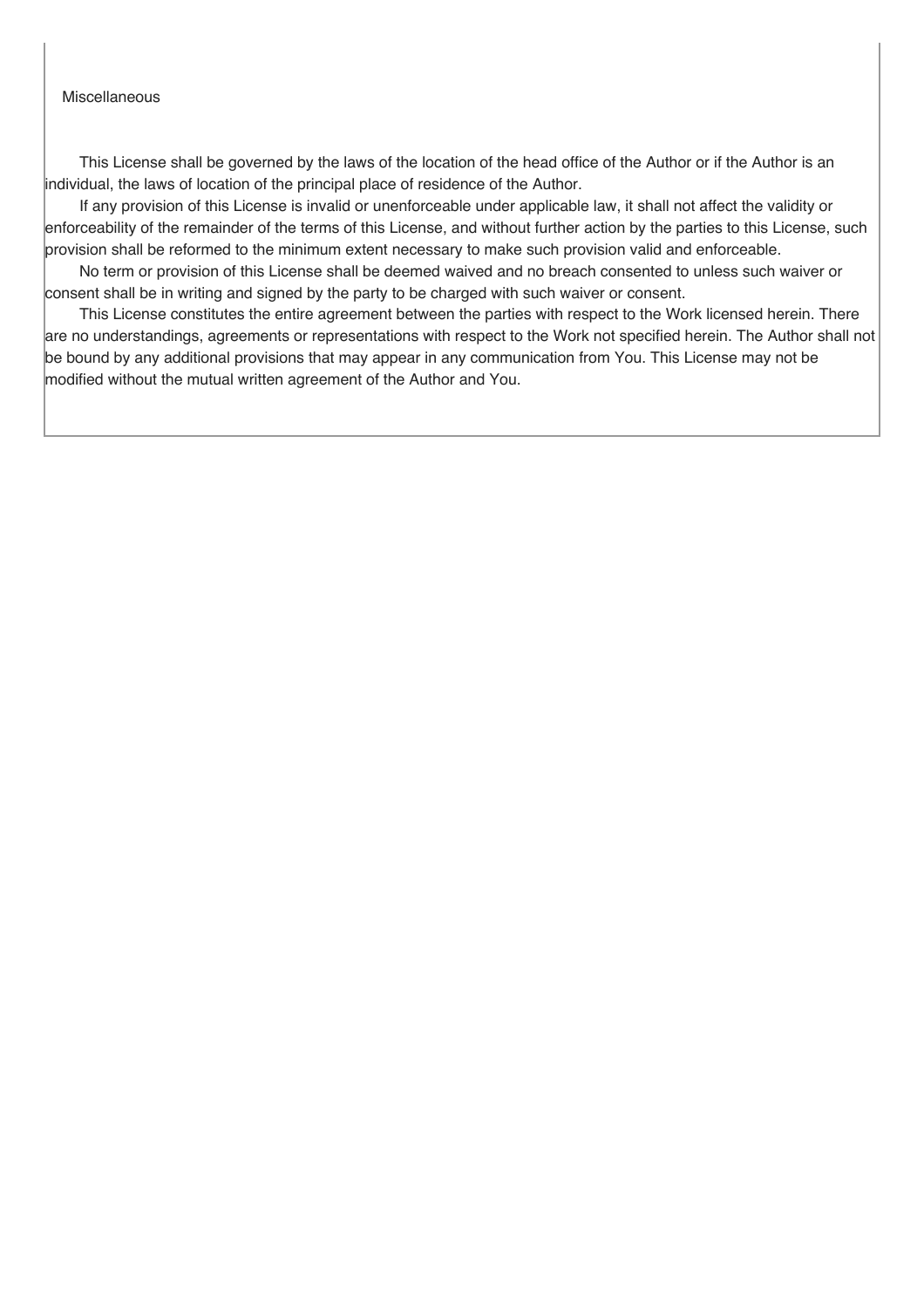Miscellaneous

This License shall be governed by the laws of the location of the head office of the Author or if the Author is an individual, the laws of location of the principal place of residence of the Author.

If any provision of this License is invalid or unenforceable under applicable law, it shall not affect the validity or enforceability of the remainder of the terms of this License, and without further action by the parties to this License, such provision shall be reformed to the minimum extent necessary to make such provision valid and enforceable.

No term or provision of this License shall be deemed waived and no breach consented to unless such waiver or consent shall be in writing and signed by the party to be charged with such waiver or consent.

This License constitutes the entire agreement between the parties with respect to the Work licensed herein. There are no understandings, agreements or representations with respect to the Work not specified herein. The Author shall not be bound by any additional provisions that may appear in any communication from You. This License may not be modified without the mutual written agreement of the Author and You.